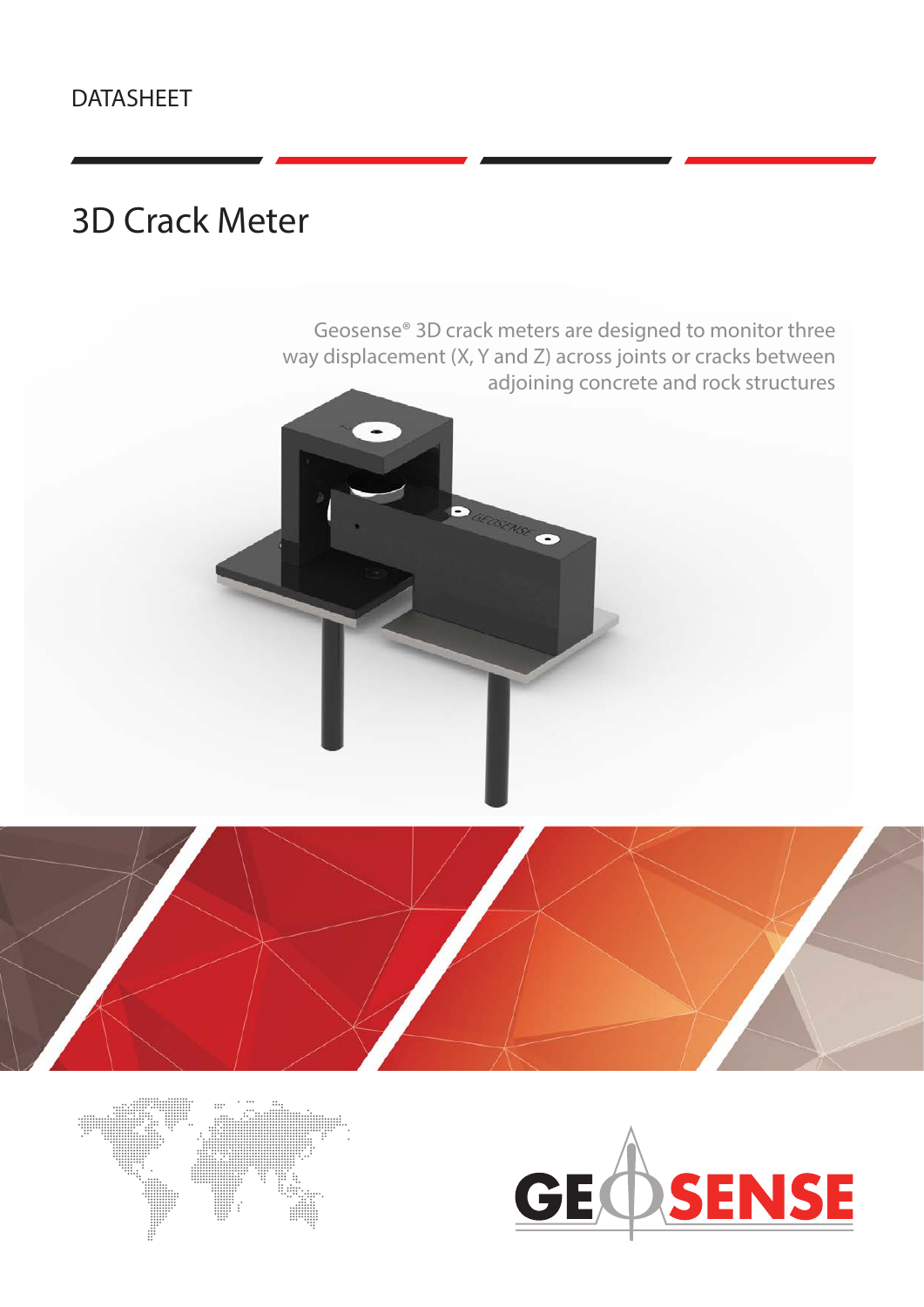DATASHEET

# 3D Crack Meter

Geosense® 3D crack meters are designed to monitor three way displacement (X, Y and Z) across joints or cracks between adjoining concrete and rock structures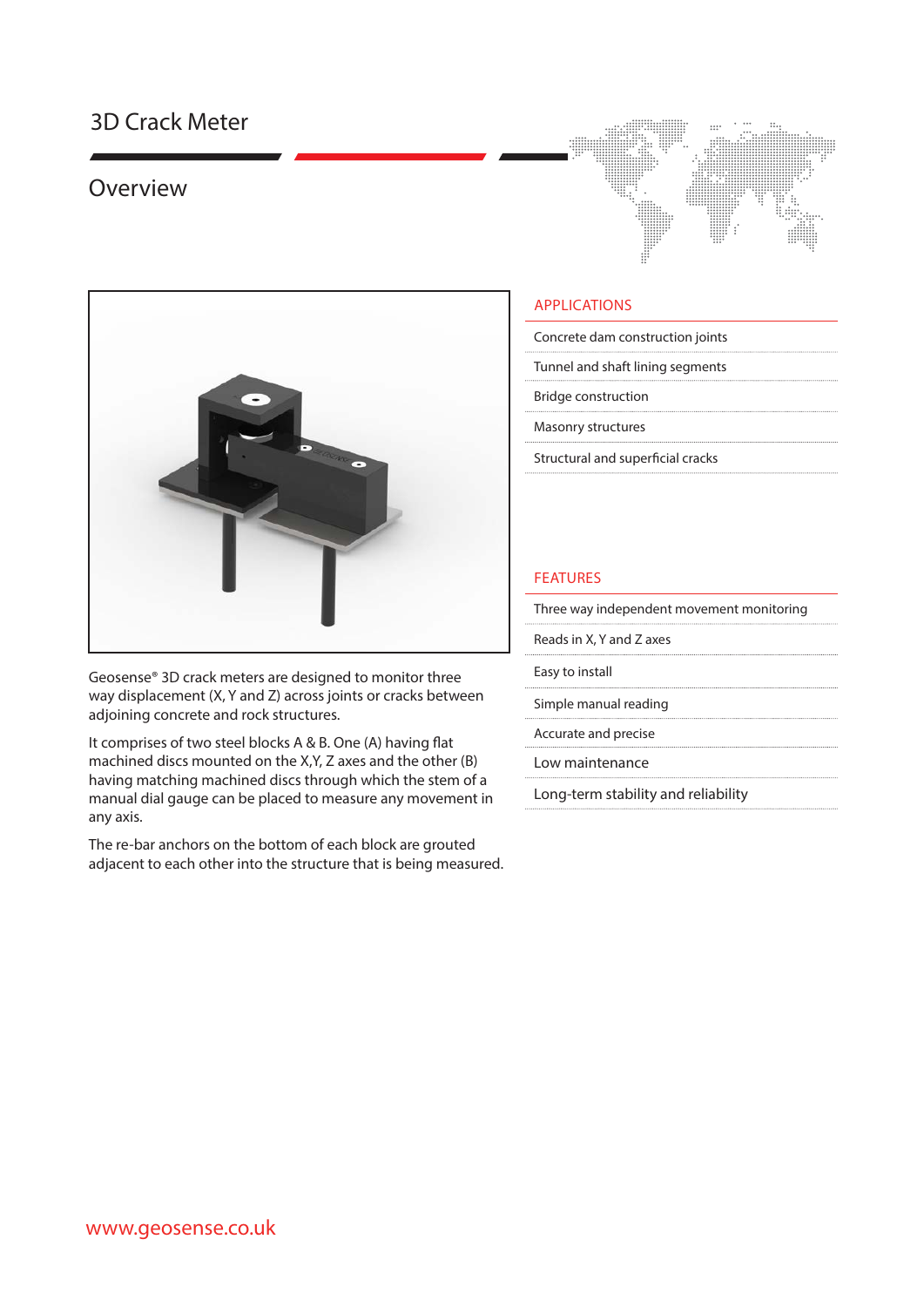# 3D Crack Meter

## Overview

Geosense® 3D crack meters are designed to monitor three way displacement (X, Y and Z) across joints or cracks between adjoining concrete and rock structures.

It comprises of two steel blocks A & B. One (A) having flat machined discs mounted on the X,Y, Z axes and the other (B) having matching machined discs through which the stem of a manual dial gauge can be placed to measure any movement in any axis.

The re-bar anchors on the bottom of each block are grouted adjacent to each other into the structure that is being measured.

### APPLICATIONS

- Concrete dam construction joints
- Tunnel and shaft lining segments
- Bridge construction
- Masonry structures
- Structural and superficial cracks

### FEATURES

- Three way independent movement monitoring
- Reads in X, Y and Z axes
- Easy to install
- Simple manual reading
- Accurate and precise
- Low maintenance
- Long-term stability and reliability

www.geosense.co.uk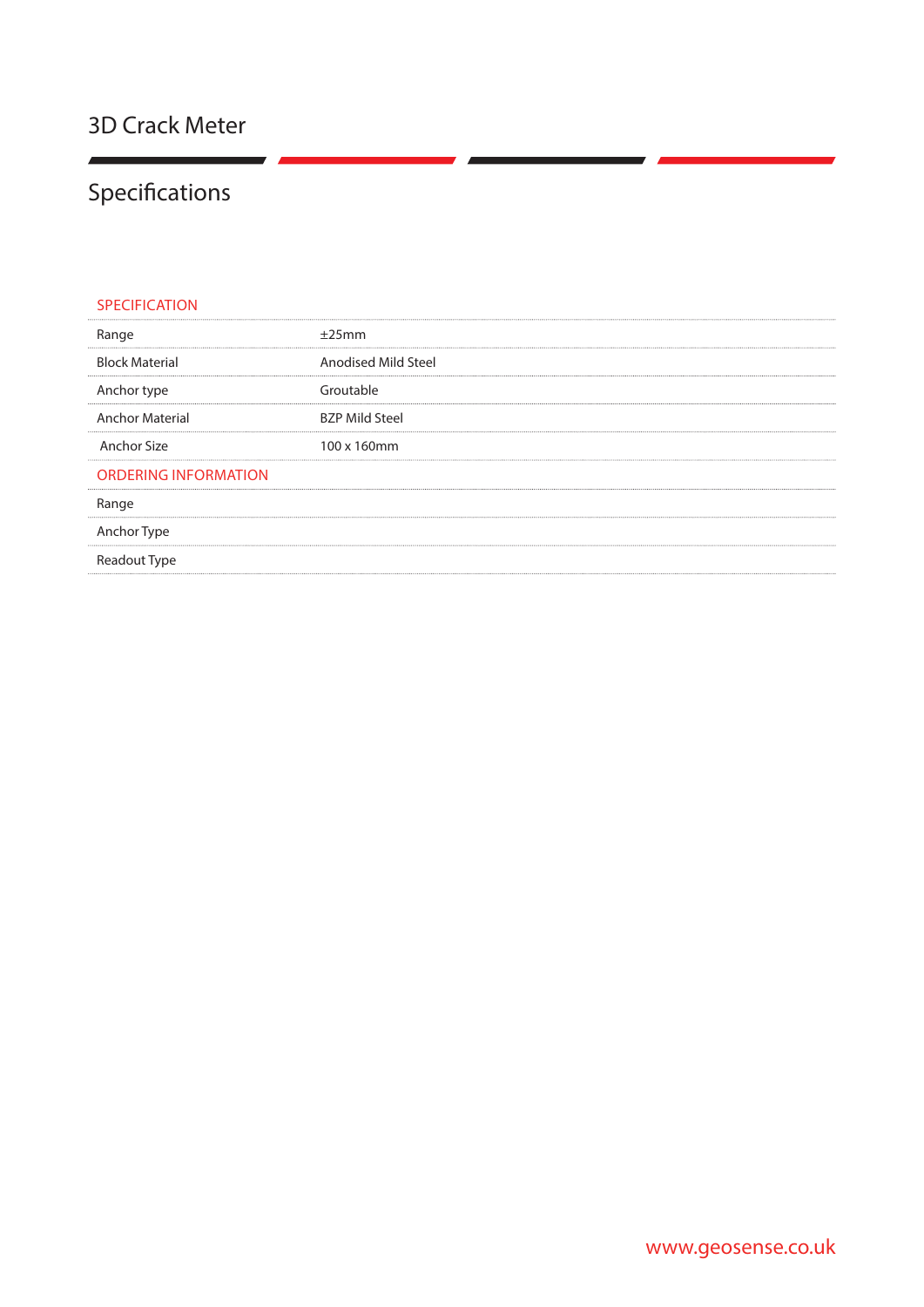# 3D Crack Meter

## Specifications

| SPECIFICATION | |
|---|---|
| Range | ±25mm |
| Block Material | Anodised Mild Steel |
| Anchor type | Groutable |
| Anchor Material | BZP Mild Steel |
| Anchor Size | 100 x 160mm |
| **ORDERING INFORMATION** | |
| Range | |
| Anchor Type | |
| Readout Type | |

www.geosense.co.uk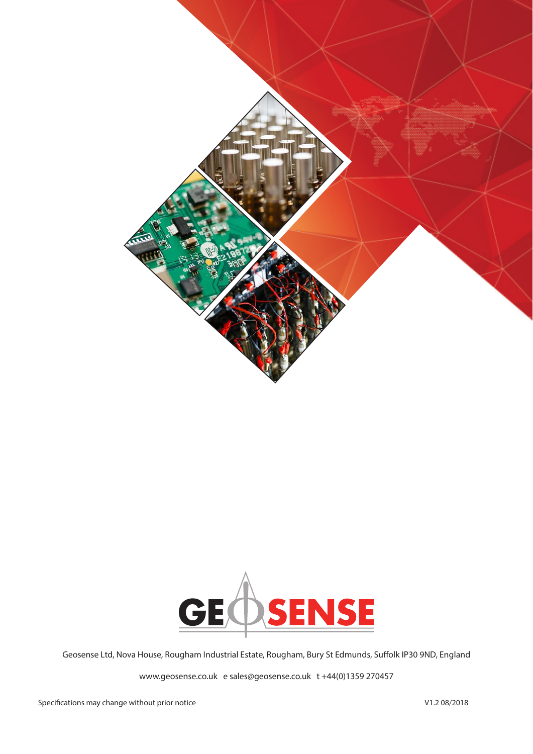GEOSENSE

Geosense Ltd, Nova House, Rougham Industrial Estate, Rougham, Bury St Edmunds, Suffolk IP30 9ND, England

www.geosense.co.uk e sales@geosense.co.uk t +44(0)1359 270457

Specifications may change without prior notice

V1.2 08/2018